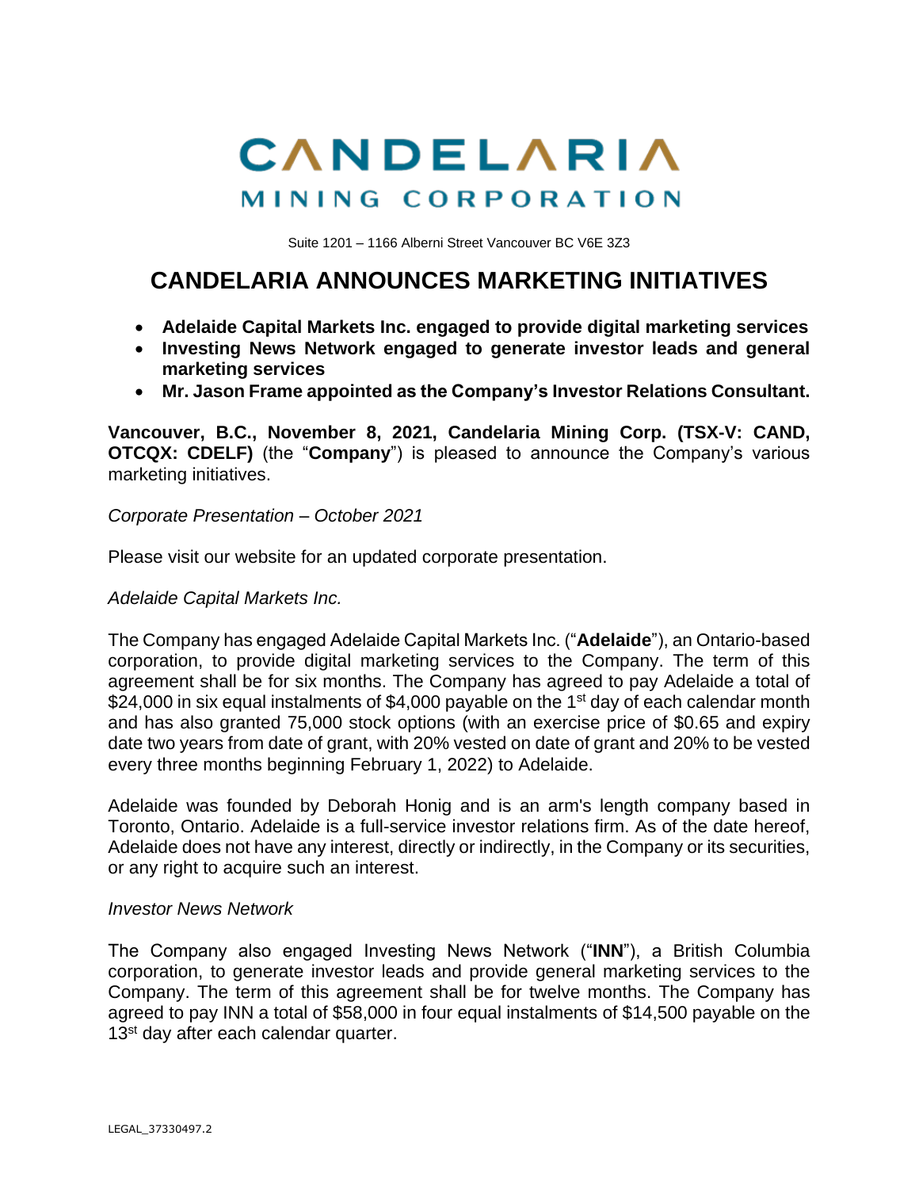# CANDELARIA MINING CORPORATION

Suite 1201 – 1166 Alberni Street Vancouver BC V6E 3Z3

## CANDELARIA ANNOUNCES MARKETING INITIATIVES

- **Adelaide Capital Markets Inc. engaged to provide digital marketing services**
- **Investing News Network engaged to generate investor leads and general marketing services**
- **Mr. Jason Frame appointed as the Company's Investor Relations Consultant.**

**Vancouver, B.C., November 8, 2021, Candelaria Mining Corp. (TSX-V: CAND, OTCQX: CDELF)** (the "**Company**") is pleased to announce the Company's various marketing initiatives.

*Corporate Presentation – October 2021*

Please visit our website for an updated corporate presentation.

*Adelaide Capital Markets Inc.*

The Company has engaged Adelaide Capital Markets Inc. ("**Adelaide**"), an Ontario-based corporation, to provide digital marketing services to the Company. The term of this agreement shall be for six months. The Company has agreed to pay Adelaide a total of $24,000 in six equal instalments of $4,000 payable on the 1st day of each calendar month and has also granted 75,000 stock options (with an exercise price of $0.65 and expiry date two years from date of grant, with 20% vested on date of grant and 20% to be vested every three months beginning February 1, 2022) to Adelaide.

Adelaide was founded by Deborah Honig and is an arm's length company based in Toronto, Ontario. Adelaide is a full-service investor relations firm. As of the date hereof, Adelaide does not have any interest, directly or indirectly, in the Company or its securities, or any right to acquire such an interest.

*Investor News Network*

The Company also engaged Investing News Network ("**INN**"), a British Columbia corporation, to generate investor leads and provide general marketing services to the Company. The term of this agreement shall be for twelve months. The Company has agreed to pay INN a total of $58,000 in four equal instalments of $14,500 payable on the 13st day after each calendar quarter.

LEGAL_37330497.2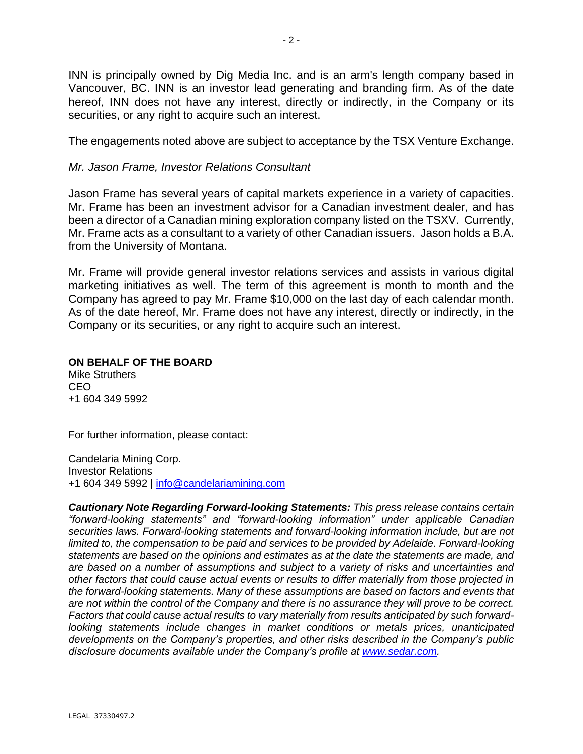INN is principally owned by Dig Media Inc. and is an arm's length company based in Vancouver, BC. INN is an investor lead generating and branding firm. As of the date hereof, INN does not have any interest, directly or indirectly, in the Company or its securities, or any right to acquire such an interest.

The engagements noted above are subject to acceptance by the TSX Venture Exchange.

*Mr. Jason Frame, Investor Relations Consultant*

Jason Frame has several years of capital markets experience in a variety of capacities. Mr. Frame has been an investment advisor for a Canadian investment dealer, and has been a director of a Canadian mining exploration company listed on the TSXV. Currently, Mr. Frame acts as a consultant to a variety of other Canadian issuers. Jason holds a B.A. from the University of Montana.

Mr. Frame will provide general investor relations services and assists in various digital marketing initiatives as well. The term of this agreement is month to month and the Company has agreed to pay Mr. Frame $10,000 on the last day of each calendar month. As of the date hereof, Mr. Frame does not have any interest, directly or indirectly, in the Company or its securities, or any right to acquire such an interest.

**ON BEHALF OF THE BOARD**
Mike Struthers
CEO
+1 604 349 5992

For further information, please contact:

Candelaria Mining Corp.
Investor Relations
+1 604 349 5992 | info@candelariamining.com

***Cautionary Note Regarding Forward-looking Statements:*** *This press release contains certain "forward-looking statements" and "forward-looking information" under applicable Canadian securities laws. Forward-looking statements and forward-looking information include, but are not limited to, the compensation to be paid and services to be provided by Adelaide. Forward-looking statements are based on the opinions and estimates as at the date the statements are made, and are based on a number of assumptions and subject to a variety of risks and uncertainties and other factors that could cause actual events or results to differ materially from those projected in the forward-looking statements. Many of these assumptions are based on factors and events that are not within the control of the Company and there is no assurance they will prove to be correct. Factors that could cause actual results to vary materially from results anticipated by such forward-looking statements include changes in market conditions or metals prices, unanticipated developments on the Company's properties, and other risks described in the Company's public disclosure documents available under the Company's profile at www.sedar.com.*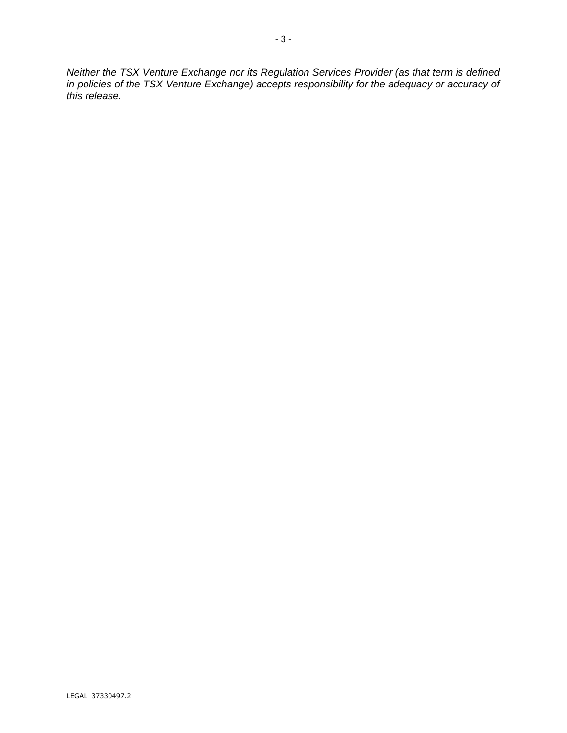*Neither the TSX Venture Exchange nor its Regulation Services Provider (as that term is defined in policies of the TSX Venture Exchange) accepts responsibility for the adequacy or accuracy of this release.*